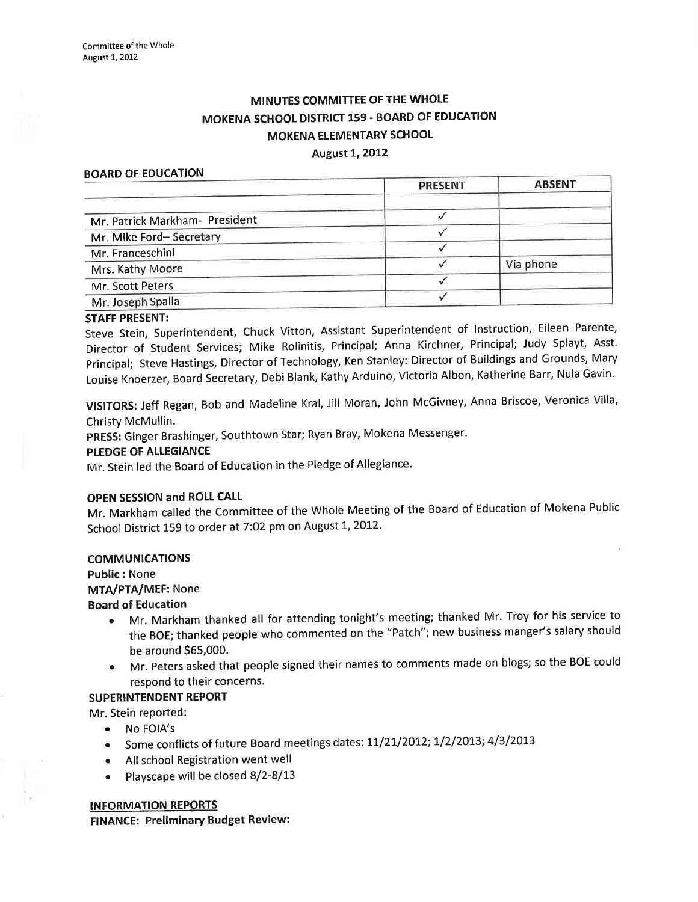# MINUTES COMMITTEE OF THE WHOLE
## MOKENA SCHOOL DISTRICT 159 - BOARD OF EDUCATION
## MOKENA ELEMENTARY SCHOOL
## August 1, 2012

**BOARD OF EDUCATION**

| | PRESENT | ABSENT |
|---|---|---|
| | | |
| Mr. Patrick Markham- President | ✓ | |
| Mr. Mike Ford– Secretary | ✓ | |
| Mr. Franceschini | ✓ | |
| Mrs. Kathy Moore | ✓ | Via phone |
| Mr. Scott Peters | ✓ | |
| Mr. Joseph Spalla | ✓ | |

**STAFF PRESENT:**
Steve Stein, Superintendent, Chuck Vitton, Assistant Superintendent of Instruction, Eileen Parente, Director of Student Services; Mike Rolinitis, Principal; Anna Kirchner, Principal; Judy Splayt, Asst. Principal; Steve Hastings, Director of Technology, Ken Stanley: Director of Buildings and Grounds, Mary Louise Knoerzer, Board Secretary, Debi Blank, Kathy Arduino, Victoria Albon, Katherine Barr, Nula Gavin.

**VISITORS:** Jeff Regan, Bob and Madeline Kral, Jill Moran, John McGivney, Anna Briscoe, Veronica Villa, Christy McMullin.

**PRESS:** Ginger Brashinger, Southtown Star; Ryan Bray, Mokena Messenger.

**PLEDGE OF ALLEGIANCE**

Mr. Stein led the Board of Education in the Pledge of Allegiance.

**OPEN SESSION and ROLL CALL**

Mr. Markham called the Committee of the Whole Meeting of the Board of Education of Mokena Public School District 159 to order at 7:02 pm on August 1, 2012.

**COMMUNICATIONS**

**Public :** None

**MTA/PTA/MEF:** None

**Board of Education**

- Mr. Markham thanked all for attending tonight's meeting; thanked Mr. Troy for his service to the BOE; thanked people who commented on the "Patch"; new business manger's salary should be around $65,000.
- Mr. Peters asked that people signed their names to comments made on blogs; so the BOE could respond to their concerns.

**SUPERINTENDENT REPORT**

Mr. Stein reported:

- No FOIA's
- Some conflicts of future Board meetings dates: 11/21/2012; 1/2/2013; 4/3/2013
- All school Registration went well
- Playscape will be closed 8/2-8/13

**INFORMATION REPORTS**

**FINANCE: Preliminary Budget Review:**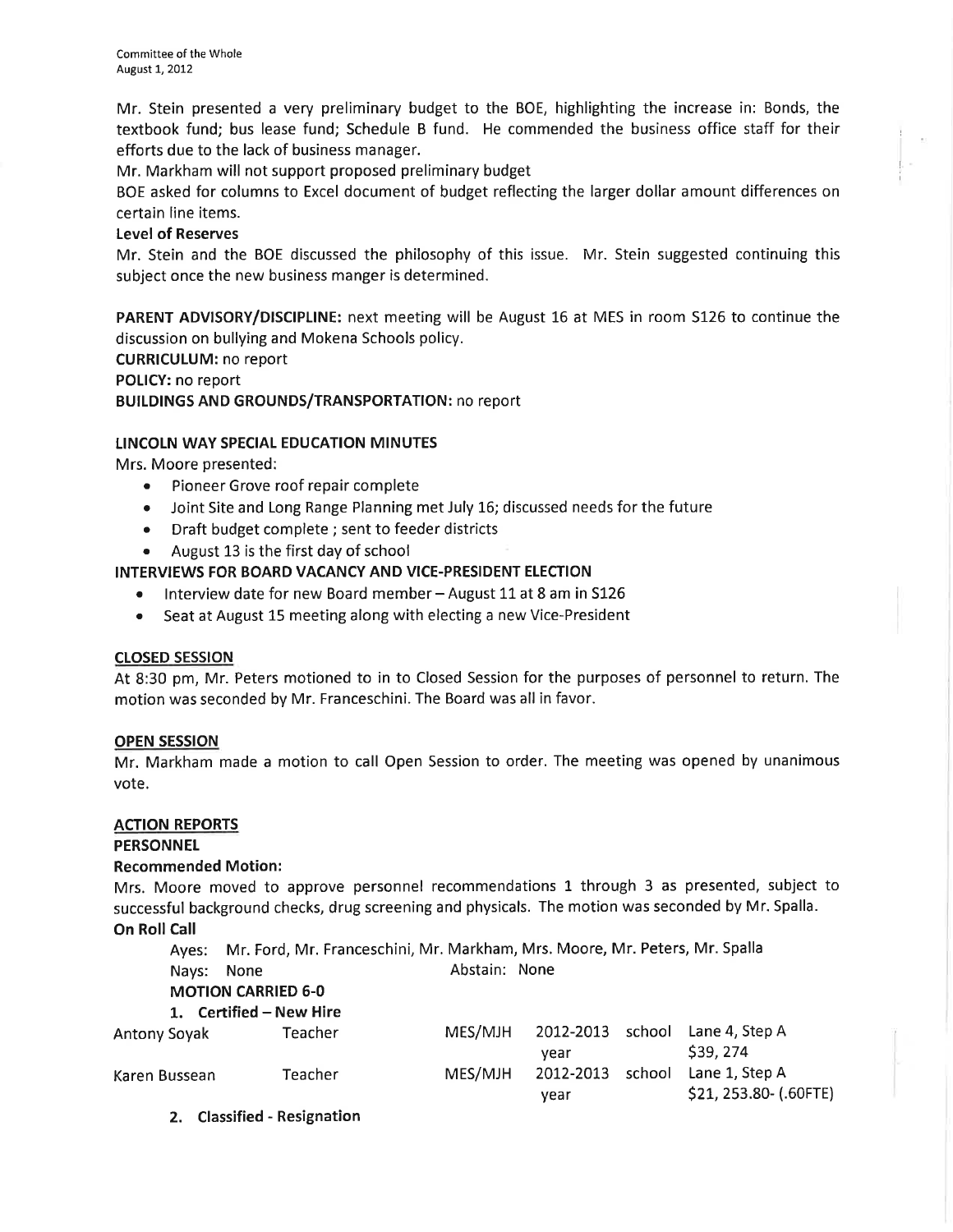Mr. Stein presented a very preliminary budget to the BOE, highlighting the increase in: Bonds, the textbook fund; bus lease fund; Schedule B fund. He commended the business office staff for their efforts due to the lack of business manager.

Mr. Markham will not support proposed preliminary budget

BOE asked for columns to Excel document of budget reflecting the larger dollar amount differences on certain line items.

**Level of Reserves**

Mr. Stein and the BOE discussed the philosophy of this issue. Mr. Stein suggested continuing this subject once the new business manger is determined.

**PARENT ADVISORY/DISCIPLINE:** next meeting will be August 16 at MES in room S126 to continue the discussion on bullying and Mokena Schools policy.

**CURRICULUM:** no report

**POLICY:** no report

**BUILDINGS AND GROUNDS/TRANSPORTATION:** no report

**LINCOLN WAY SPECIAL EDUCATION MINUTES**

Mrs. Moore presented:

- Pioneer Grove roof repair complete
- Joint Site and Long Range Planning met July 16; discussed needs for the future
- Draft budget complete ; sent to feeder districts
- August 13 is the first day of school

**INTERVIEWS FOR BOARD VACANCY AND VICE-PRESIDENT ELECTION**

- Interview date for new Board member – August 11 at 8 am in S126
- Seat at August 15 meeting along with electing a new Vice-President

**CLOSED SESSION**

At 8:30 pm, Mr. Peters motioned to in to Closed Session for the purposes of personnel to return. The motion was seconded by Mr. Franceschini. The Board was all in favor.

**OPEN SESSION**

Mr. Markham made a motion to call Open Session to order. The meeting was opened by unanimous vote.

**ACTION REPORTS**

**PERSONNEL**

**Recommended Motion:**

Mrs. Moore moved to approve personnel recommendations 1 through 3 as presented, subject to successful background checks, drug screening and physicals. The motion was seconded by Mr. Spalla.

**On Roll Call**

Ayes: Mr. Ford, Mr. Franceschini, Mr. Markham, Mrs. Moore, Mr. Peters, Mr. Spalla

Nays: None    Abstain: None

**MOTION CARRIED 6-0**

1. **Certified – New Hire**

| | | | | |
|---|---|---|---|---|
| Antony Soyak | Teacher | MES/MJH | 2012-2013 school year | Lane 4, Step A $39, 274 |
| Karen Bussean | Teacher | MES/MJH | 2012-2013 school year | Lane 1, Step A $21, 253.80- (.60FTE) |

2. **Classified - Resignation**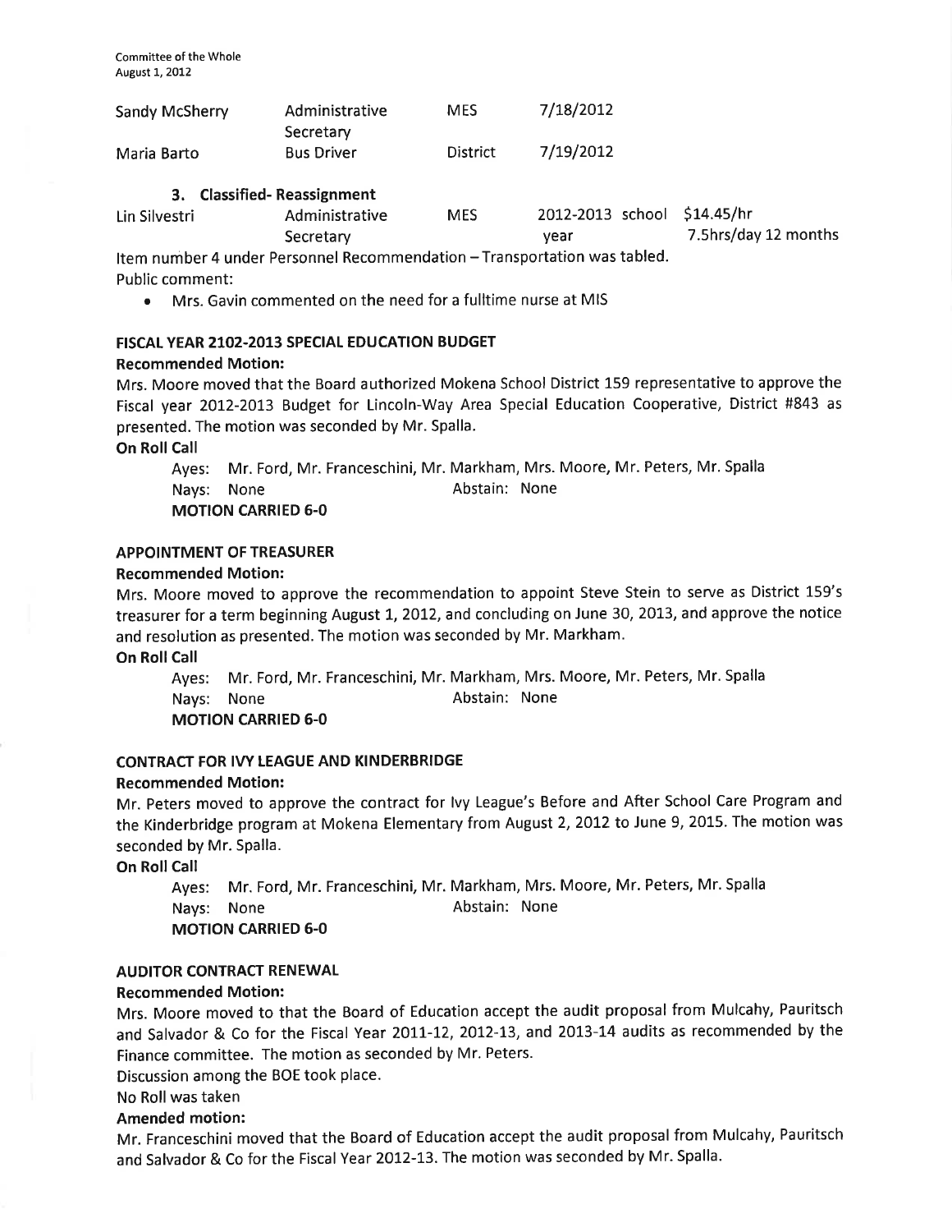| | | | |
|---|---|---|---|
| Sandy McSherry | Administrative Secretary | MES | 7/18/2012 |
| Maria Barto | Bus Driver | District | 7/19/2012 |

**3. Classified- Reassignment**

| | | | | |
|---|---|---|---|---|
| Lin Silvestri | Administrative Secretary | MES | 2012-2013 school year | $14.45/hr 7.5hrs/day 12 months |

Item number 4 under Personnel Recommendation – Transportation was tabled.

Public comment:

- Mrs. Gavin commented on the need for a fulltime nurse at MIS

**FISCAL YEAR 2102-2013 SPECIAL EDUCATION BUDGET**

**Recommended Motion:**

Mrs. Moore moved that the Board authorized Mokena School District 159 representative to approve the Fiscal year 2012-2013 Budget for Lincoln-Way Area Special Education Cooperative, District #843 as presented. The motion was seconded by Mr. Spalla.

**On Roll Call**

Ayes: Mr. Ford, Mr. Franceschini, Mr. Markham, Mrs. Moore, Mr. Peters, Mr. Spalla
Nays: None Abstain: None
**MOTION CARRIED 6-0**

**APPOINTMENT OF TREASURER**

**Recommended Motion:**

Mrs. Moore moved to approve the recommendation to appoint Steve Stein to serve as District 159's treasurer for a term beginning August 1, 2012, and concluding on June 30, 2013, and approve the notice and resolution as presented. The motion was seconded by Mr. Markham.

**On Roll Call**

Ayes: Mr. Ford, Mr. Franceschini, Mr. Markham, Mrs. Moore, Mr. Peters, Mr. Spalla
Nays: None Abstain: None
**MOTION CARRIED 6-0**

**CONTRACT FOR IVY LEAGUE AND KINDERBRIDGE**

**Recommended Motion:**

Mr. Peters moved to approve the contract for Ivy League's Before and After School Care Program and the Kinderbridge program at Mokena Elementary from August 2, 2012 to June 9, 2015. The motion was seconded by Mr. Spalla.

**On Roll Call**

Ayes: Mr. Ford, Mr. Franceschini, Mr. Markham, Mrs. Moore, Mr. Peters, Mr. Spalla
Nays: None Abstain: None
**MOTION CARRIED 6-0**

**AUDITOR CONTRACT RENEWAL**

**Recommended Motion:**

Mrs. Moore moved to that the Board of Education accept the audit proposal from Mulcahy, Pauritsch and Salvador & Co for the Fiscal Year 2011-12, 2012-13, and 2013-14 audits as recommended by the Finance committee. The motion as seconded by Mr. Peters.

Discussion among the BOE took place.

No Roll was taken

**Amended motion:**

Mr. Franceschini moved that the Board of Education accept the audit proposal from Mulcahy, Pauritsch and Salvador & Co for the Fiscal Year 2012-13. The motion was seconded by Mr. Spalla.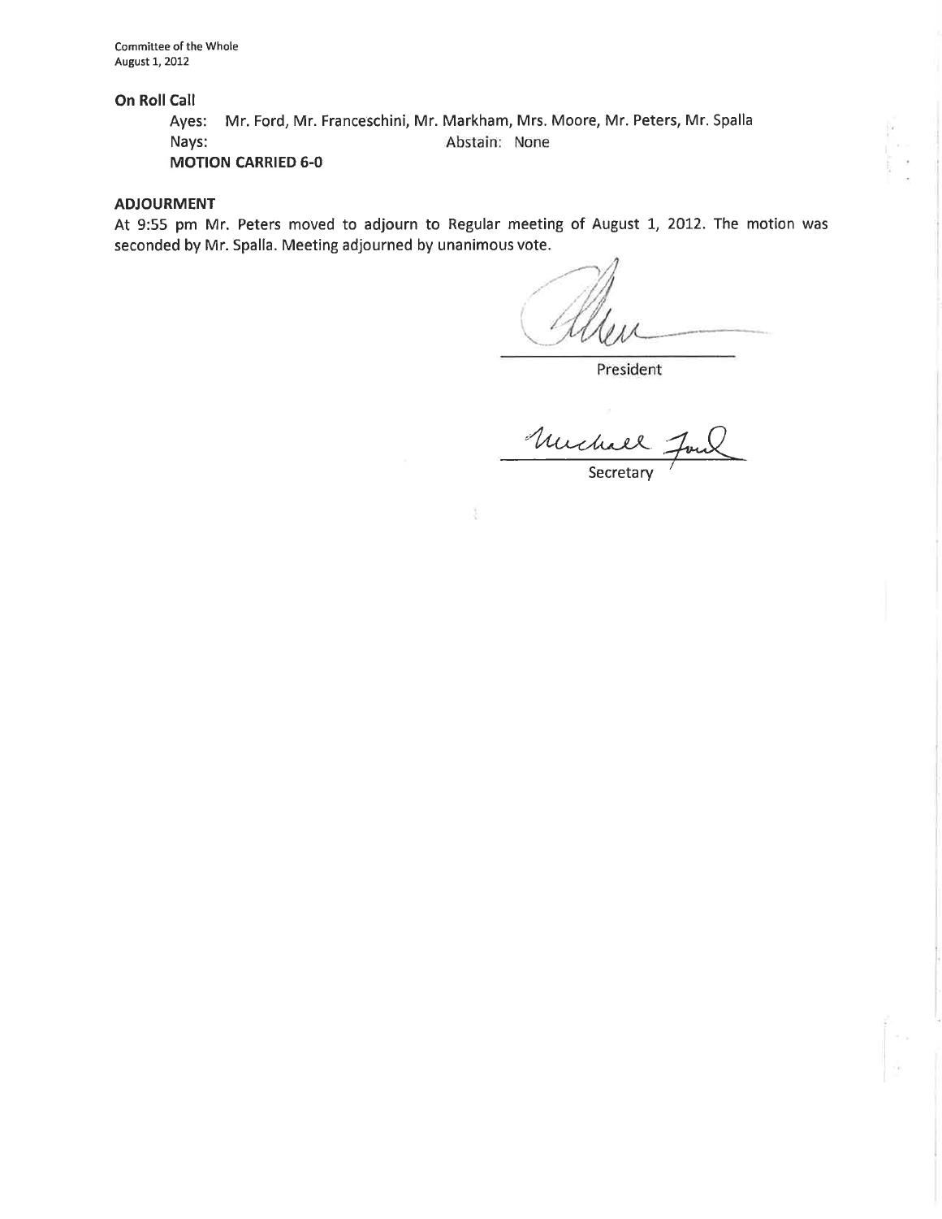**On Roll Call**

Ayes: Mr. Ford, Mr. Franceschini, Mr. Markham, Mrs. Moore, Mr. Peters, Mr. Spalla
Nays: Abstain: None
**MOTION CARRIED 6-0**

**ADJOURMENT**

At 9:55 pm Mr. Peters moved to adjourn to Regular meeting of August 1, 2012. The motion was seconded by Mr. Spalla. Meeting adjourned by unanimous vote.

President

Michael Ford
Secretary